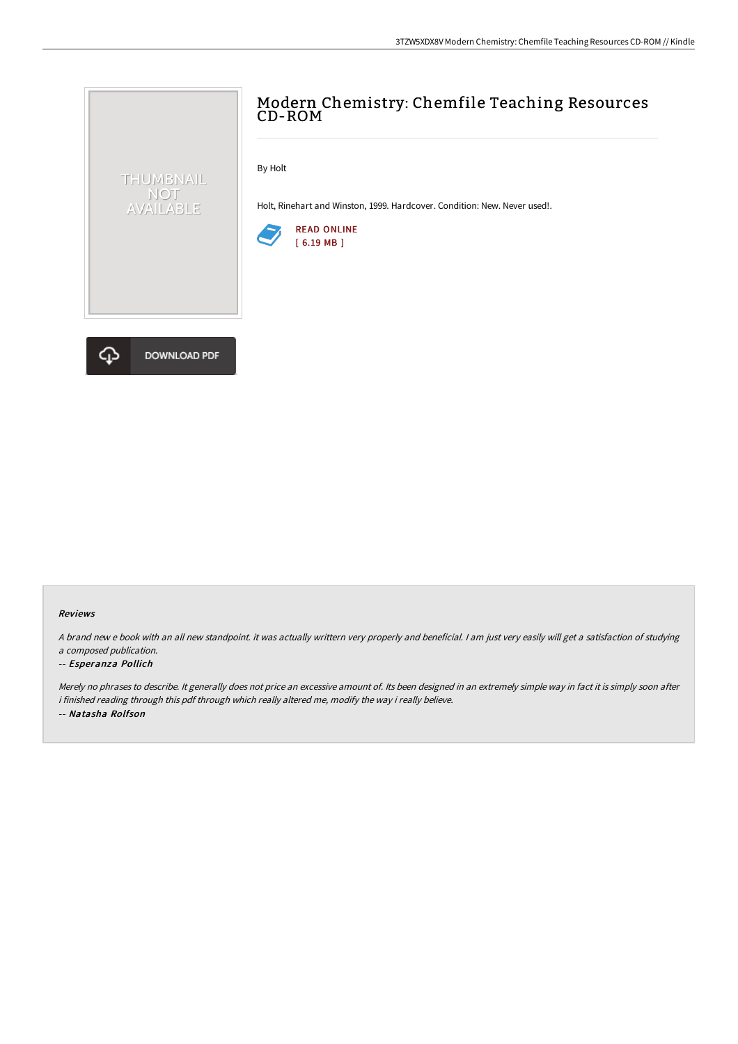# Modern Chemistry: Chemfile Teaching Resources CD-ROM

By Holt

Holt, Rinehart and Winston, 1999. Hardcover. Condition: New. Never used!.

READ ONLINE
[ 6.19 MB ]

DOWNLOAD PDF

### Reviews

*A brand new e book with an all new standpoint. it was actually writtern very properly and beneficial. I am just very easily will get a satisfaction of studying a composed publication.*

-- ***Esperanza Pollich***

*Merely no phrases to describe. It generally does not price an excessive amount of. Its been designed in an extremely simple way in fact it is simply soon after i finished reading through this pdf through which really altered me, modify the way i really believe.*

-- ***Natasha Rolfson***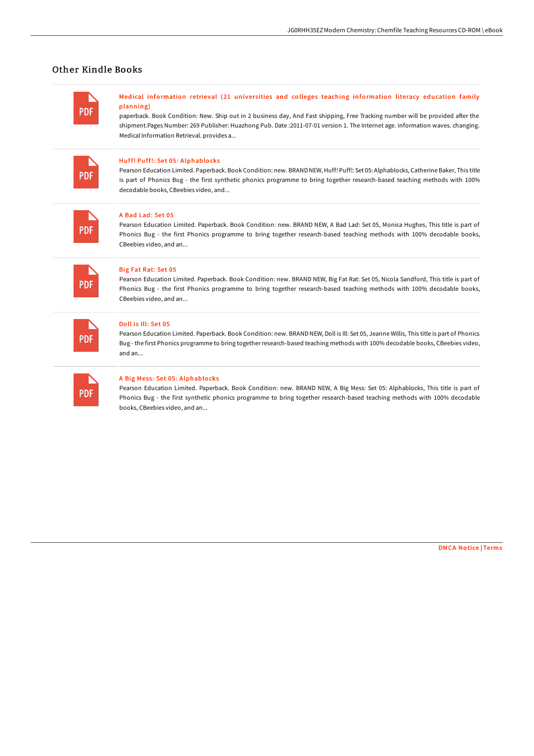## Other Kindle Books

### Medical information retrieval (21 universities and colleges teaching information literacy education family planning)

paperback. Book Condition: New. Ship out in 2 business day, And Fast shipping, Free Tracking number will be provided after the shipment.Pages Number: 269 Publisher: Huazhong Pub. Date :2011-07-01 version 1. The Internet age. information waves. changing. Medical Information Retrieval. provides a...

### Huff! Puff!: Set 05: Alphablocks

Pearson Education Limited. Paperback. Book Condition: new. BRAND NEW, Huff! Puff!: Set 05: Alphablocks, Catherine Baker, This title is part of Phonics Bug - the first synthetic phonics programme to bring together research-based teaching methods with 100% decodable books, CBeebies video, and...

### A Bad Lad: Set 05

Pearson Education Limited. Paperback. Book Condition: new. BRAND NEW, A Bad Lad: Set 05, Monica Hughes, This title is part of Phonics Bug - the first Phonics programme to bring together research-based teaching methods with 100% decodable books, CBeebies video, and an...

### Big Fat Rat: Set 05

Pearson Education Limited. Paperback. Book Condition: new. BRAND NEW, Big Fat Rat: Set 05, Nicola Sandford, This title is part of Phonics Bug - the first Phonics programme to bring together research-based teaching methods with 100% decodable books, CBeebies video, and an...

### Doll is Ill: Set 05

Pearson Education Limited. Paperback. Book Condition: new. BRAND NEW, Doll is Ill: Set 05, Jeanne Willis, This title is part of Phonics Bug - the first Phonics programme to bring together research-based teaching methods with 100% decodable books, CBeebies video, and an...

### A Big Mess: Set 05: Alphablocks

Pearson Education Limited. Paperback. Book Condition: new. BRAND NEW, A Big Mess: Set 05: Alphablocks, This title is part of Phonics Bug - the first synthetic phonics programme to bring together research-based teaching methods with 100% decodable books, CBeebies video, and an...

DMCA Notice | Terms